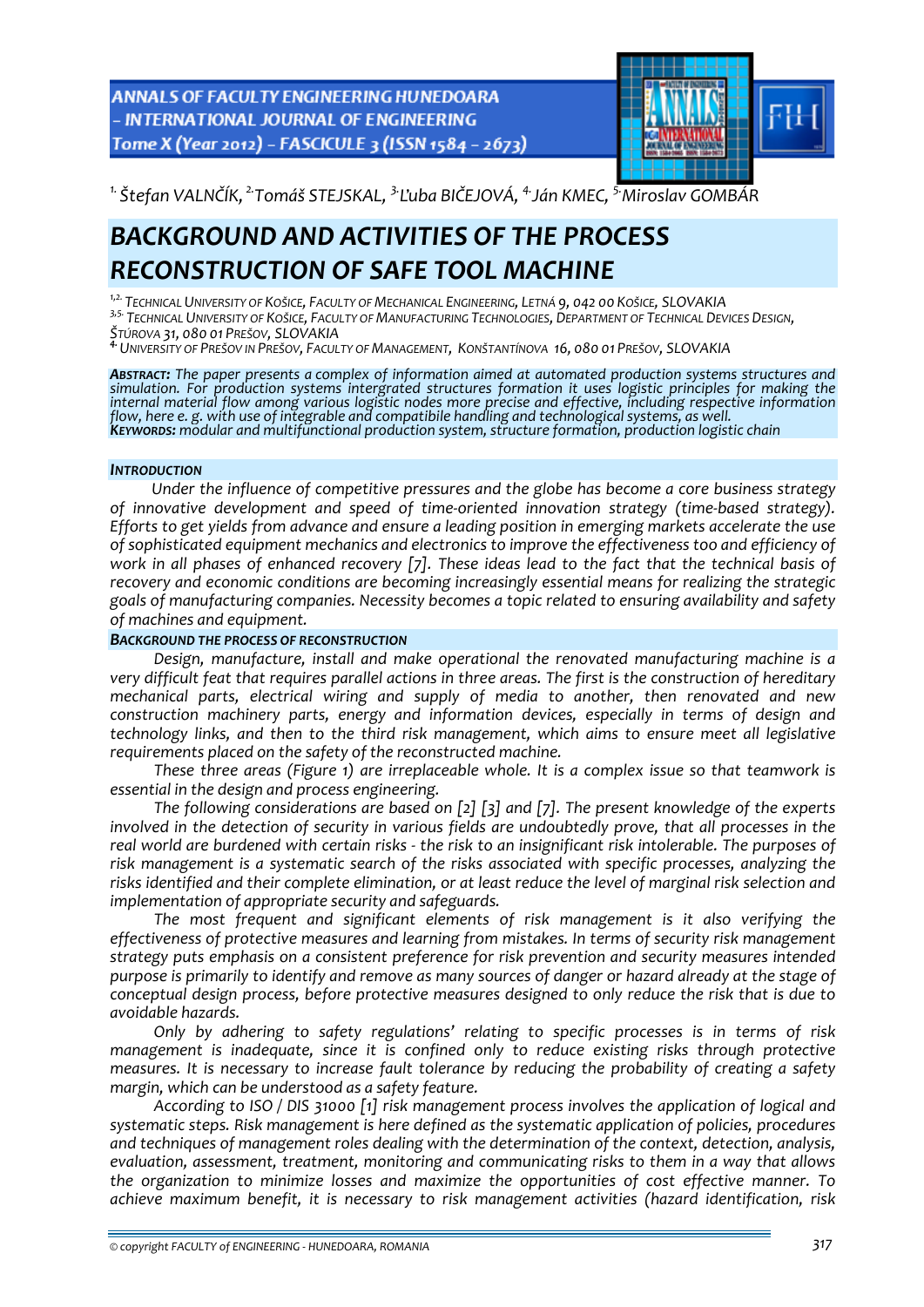[1.] *Štefan VALNČÍK,* [2.] *Tomáš STEJSKAL,* [3.] *Ľuba BIČEJOVÁ,* [4.] *Ján KMEC,* [5.] *Miroslav GOMBÁR*

# BACKGROUND AND ACTIVITIES OF THE PROCESS RECONSTRUCTION OF SAFE TOOL MACHINE

[1,2.] TECHNICAL UNIVERSITY OF KOŠICE, FACULTY OF MECHANICAL ENGINEERING, LETNÁ 9, 042 00 KOŠICE, SLOVAKIA
[3,5.] TECHNICAL UNIVERSITY OF KOŠICE, FACULTY OF MANUFACTURING TECHNOLOGIES, DEPARTMENT OF TECHNICAL DEVICES DESIGN, ŠTÚROVA 31, 080 01 PREŠOV, SLOVAKIA
[4.] UNIVERSITY OF PREŠOV IN PREŠOV, FACULTY OF MANAGEMENT, KONŠTANTÍNOVA 16, 080 01 PREŠOV, SLOVAKIA

***ABSTRACT:*** *The paper presents a complex of information aimed at automated production systems structures and simulation. For production systems intergrated structures formation it uses logistic principles for making the internal material flow among various logistic nodes more precise and effective, including respective information flow, here e. g. with use of integrable and compatibile handling and technological systems, as well.*
***KEYWORDS:*** *modular and multifunctional production system, structure formation, production logistic chain*

## INTRODUCTION

*Under the influence of competitive pressures and the globe has become a core business strategy of innovative development and speed of time-oriented innovation strategy (time-based strategy). Efforts to get yields from advance and ensure a leading position in emerging markets accelerate the use of sophisticated equipment mechanics and electronics to improve the effectiveness too and efficiency of work in all phases of enhanced recovery [7]. These ideas lead to the fact that the technical basis of recovery and economic conditions are becoming increasingly essential means for realizing the strategic goals of manufacturing companies. Necessity becomes a topic related to ensuring availability and safety of machines and equipment.*

## BACKGROUND THE PROCESS OF RECONSTRUCTION

*Design, manufacture, install and make operational the renovated manufacturing machine is a very difficult feat that requires parallel actions in three areas. The first is the construction of hereditary mechanical parts, electrical wiring and supply of media to another, then renovated and new construction machinery parts, energy and information devices, especially in terms of design and technology links, and then to the third risk management, which aims to ensure meet all legislative requirements placed on the safety of the reconstructed machine.*

*These three areas (Figure 1) are irreplaceable whole. It is a complex issue so that teamwork is essential in the design and process engineering.*

*The following considerations are based on [2] [3] and [7]. The present knowledge of the experts involved in the detection of security in various fields are undoubtedly prove, that all processes in the real world are burdened with certain risks - the risk to an insignificant risk intolerable. The purposes of risk management is a systematic search of the risks associated with specific processes, analyzing the risks identified and their complete elimination, or at least reduce the level of marginal risk selection and implementation of appropriate security and safeguards.*

*The most frequent and significant elements of risk management is it also verifying the effectiveness of protective measures and learning from mistakes. In terms of security risk management strategy puts emphasis on a consistent preference for risk prevention and security measures intended purpose is primarily to identify and remove as many sources of danger or hazard already at the stage of conceptual design process, before protective measures designed to only reduce the risk that is due to avoidable hazards.*

*Only by adhering to safety regulations' relating to specific processes is in terms of risk management is inadequate, since it is confined only to reduce existing risks through protective measures. It is necessary to increase fault tolerance by reducing the probability of creating a safety margin, which can be understood as a safety feature.*

*According to ISO / DIS 31000 [1] risk management process involves the application of logical and systematic steps. Risk management is here defined as the systematic application of policies, procedures and techniques of management roles dealing with the determination of the context, detection, analysis, evaluation, assessment, treatment, monitoring and communicating risks to them in a way that allows the organization to minimize losses and maximize the opportunities of cost effective manner. To achieve maximum benefit, it is necessary to risk management activities (hazard identification, risk*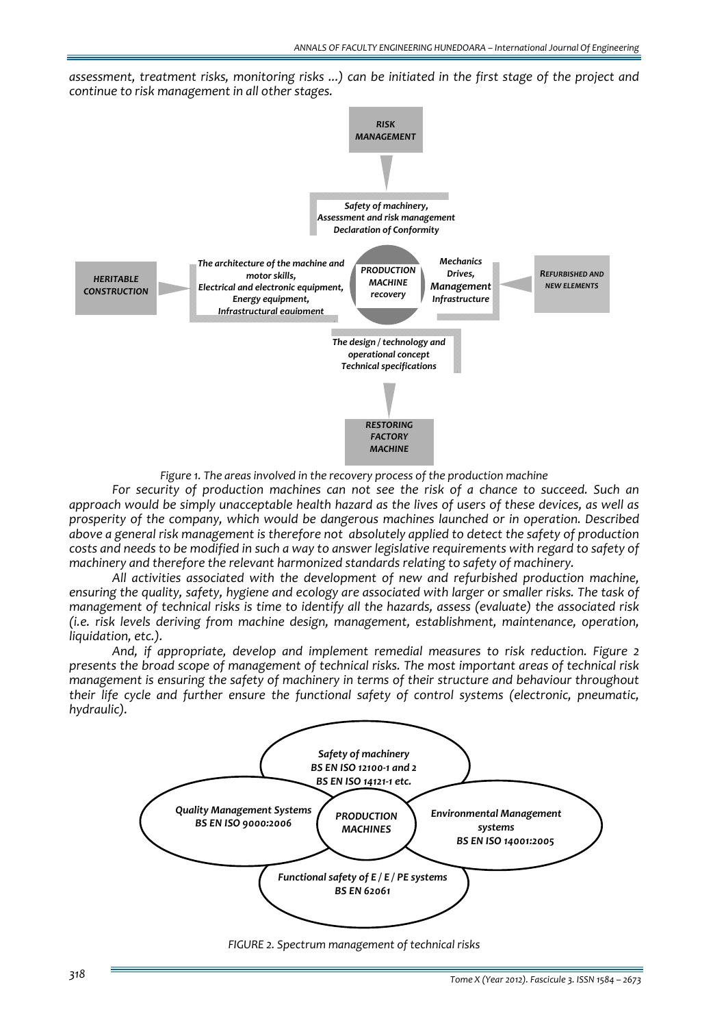*assessment, treatment risks, monitoring risks ...) can be initiated in the first stage of the project and continue to risk management in all other stages.*

RISK MANAGEMENT

Safety of machinery, Assessment and risk management Declaration of Conformity

HERITABLE CONSTRUCTION

The architecture of the machine and motor skills, Electrical and electronic equipment, Energy equipment, Infrastructural equipment

PRODUCTION MACHINE recovery

Mechanics Drives, Management Infrastructure

REFURBISHED AND NEW ELEMENTS

The design / technology and operational concept Technical specifications

RESTORING FACTORY MACHINE

*Figure 1. The areas involved in the recovery process of the production machine*

*For security of production machines can not see the risk of a chance to succeed. Such an approach would be simply unacceptable health hazard as the lives of users of these devices, as well as prosperity of the company, which would be dangerous machines launched or in operation. Described above a general risk management is therefore not absolutely applied to detect the safety of production costs and needs to be modified in such a way to answer legislative requirements with regard to safety of machinery and therefore the relevant harmonized standards relating to safety of machinery.*

*All activities associated with the development of new and refurbished production machine, ensuring the quality, safety, hygiene and ecology are associated with larger or smaller risks. The task of management of technical risks is time to identify all the hazards, assess (evaluate) the associated risk (i.e. risk levels deriving from machine design, management, establishment, maintenance, operation, liquidation, etc.).*

*And, if appropriate, develop and implement remedial measures to risk reduction. Figure 2 presents the broad scope of management of technical risks. The most important areas of technical risk management is ensuring the safety of machinery in terms of their structure and behaviour throughout their life cycle and further ensure the functional safety of control systems (electronic, pneumatic, hydraulic).*

Safety of machinery BS EN ISO 12100-1 and 2 BS EN ISO 14121-1 etc.

Quality Management Systems BS EN ISO 9000:2006

PRODUCTION MACHINES

Environmental Management systems BS EN ISO 14001:2005

Functional safety of E / E / PE systems BS EN 62061

*FIGURE 2. Spectrum management of technical risks*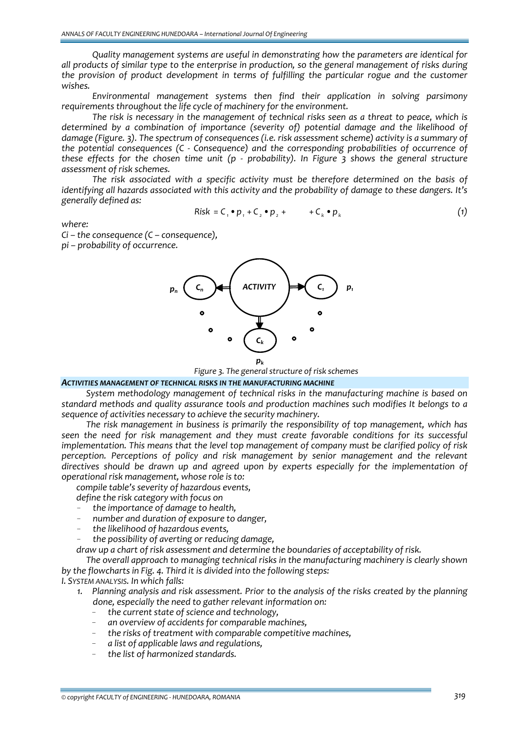*Quality management systems are useful in demonstrating how the parameters are identical for all products of similar type to the enterprise in production, so the general management of risks during the provision of product development in terms of fulfilling the particular rogue and the customer wishes.*

*Environmental management systems then find their application in solving parsimony requirements throughout the life cycle of machinery for the environment.*

*The risk is necessary in the management of technical risks seen as a threat to peace, which is determined by a combination of importance (severity of) potential damage and the likelihood of damage (Figure. 3). The spectrum of consequences (i.e. risk assessment scheme) activity is a summary of the potential consequences (C - Consequence) and the corresponding probabilities of occurrence of these effects for the chosen time unit (p - probability). In Figure 3 shows the general structure assessment of risk schemes.*

*The risk associated with a specific activity must be therefore determined on the basis of identifying all hazards associated with this activity and the probability of damage to these dangers. It's generally defined as:*

$$Risk = C_1 \bullet p_1 + C_2 \bullet p_2 + \quad + C_k \bullet p_k \qquad (1)$$

*where:*

*$C_i$ – the consequence (C – consequence),*
*$p_i$ – probability of occurrence.*

*Figure 3. The general structure of risk schemes*

### *ACTIVITIES MANAGEMENT OF TECHNICAL RISKS IN THE MANUFACTURING MACHINE*

*System methodology management of technical risks in the manufacturing machine is based on standard methods and quality assurance tools and production machines such modifies It belongs to a sequence of activities necessary to achieve the security machinery.*

*The risk management in business is primarily the responsibility of top management, which has seen the need for risk management and they must create favorable conditions for its successful implementation. This means that the level top management of company must be clarified policy of risk perception. Perceptions of policy and risk management by senior management and the relevant directives should be drawn up and agreed upon by experts especially for the implementation of operational risk management, whose role is to:*

*compile table's severity of hazardous events,*
*define the risk category with focus on*

- *the importance of damage to health,*
- *number and duration of exposure to danger,*
- *the likelihood of hazardous events,*
- *the possibility of averting or reducing damage,*

*draw up a chart of risk assessment and determine the boundaries of acceptability of risk.*

*The overall approach to managing technical risks in the manufacturing machinery is clearly shown by the flowcharts in Fig. 4. Third it is divided into the following steps:*

*I. SYSTEM ANALYSIS. In which falls:*

1. *Planning analysis and risk assessment. Prior to the analysis of the risks created by the planning done, especially the need to gather relevant information on:*
   - *the current state of science and technology,*
   - *an overview of accidents for comparable machines,*
   - *the risks of treatment with comparable competitive machines,*
   - *a list of applicable laws and regulations,*
   - *the list of harmonized standards.*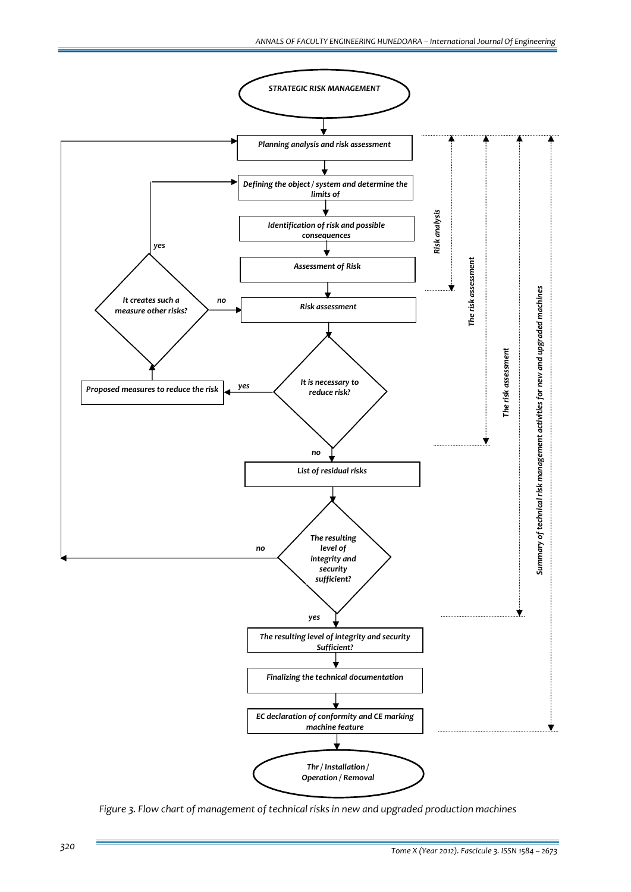STRATEGIC RISK MANAGEMENT

*Planning analysis and risk assessment*

*Defining the object / system and determine the limits of*

*Identification of risk and possible consequences*

*Assessment of Risk*

*Risk assessment*

*It is necessary to reduce risk?* — yes → *Proposed measures to reduce the risk* → *It creates such a measure other risks?* (yes → *Defining the object / system and determine the limits of*; no → *Risk assessment*)

no → *List of residual risks*

*The resulting level of integrity and security sufficient?* — no → *Planning analysis and risk assessment*

yes → *The resulting level of integrity and security Sufficient?*

*Finalizing the technical documentation*

*EC declaration of conformity and CE marking machine feature*

*Thr / Installation / Operation / Removal*

*Risk analysis*

*The risk assessment*

*The risk assessment*

*Summary of technical risk management activities for new and upgraded machines*

*Figure 3. Flow chart of management of technical risks in new and upgraded production machines*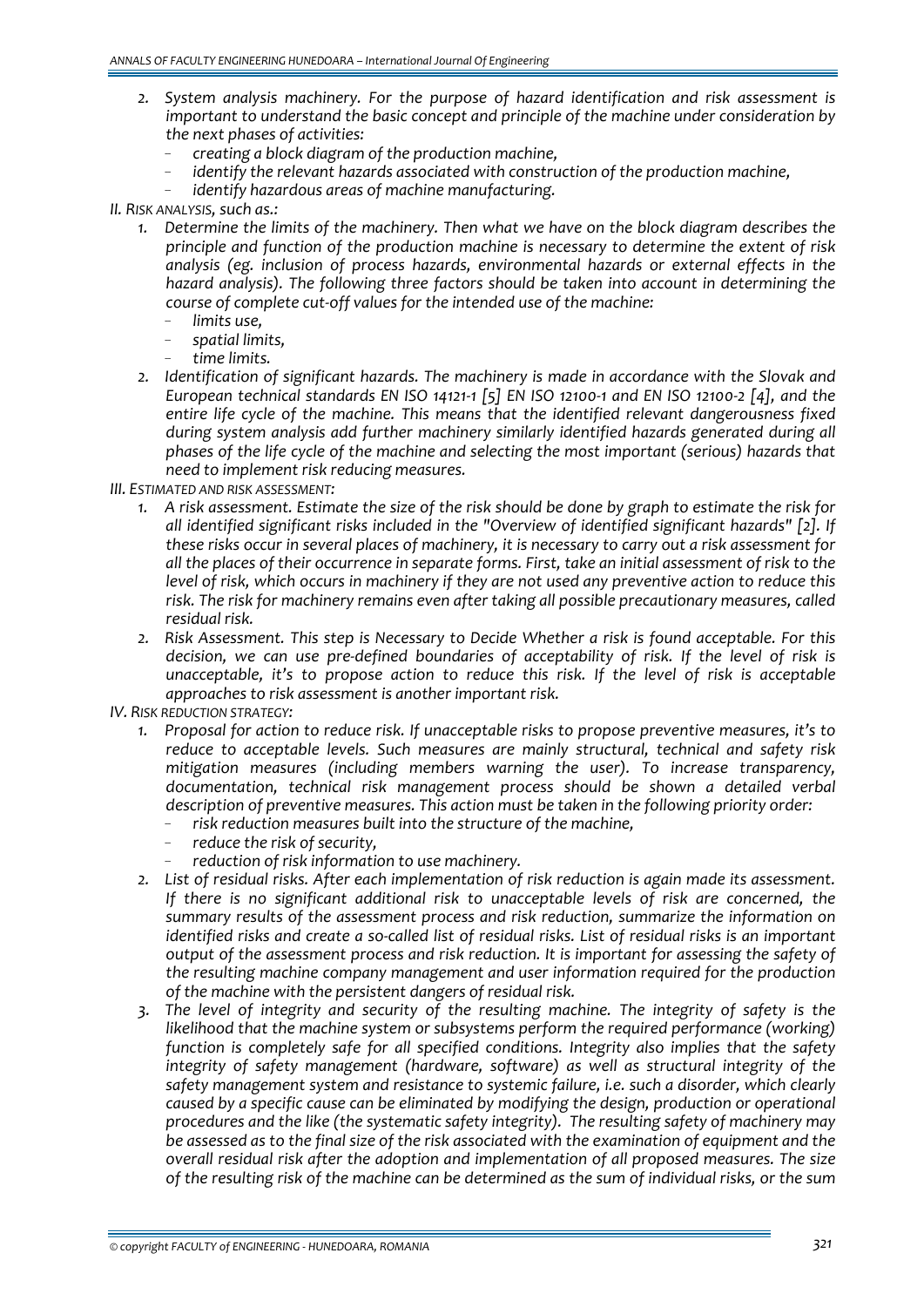2. *System analysis machinery. For the purpose of hazard identification and risk assessment is important to understand the basic concept and principle of the machine under consideration by the next phases of activities:*
   - *creating a block diagram of the production machine,*
   - *identify the relevant hazards associated with construction of the production machine,*
   - *identify hazardous areas of machine manufacturing.*

*II. RISK ANALYSIS, such as.:*

1. *Determine the limits of the machinery. Then what we have on the block diagram describes the principle and function of the production machine is necessary to determine the extent of risk analysis (eg. inclusion of process hazards, environmental hazards or external effects in the hazard analysis). The following three factors should be taken into account in determining the course of complete cut-off values for the intended use of the machine:*
   - *limits use,*
   - *spatial limits,*
   - *time limits.*
2. *Identification of significant hazards. The machinery is made in accordance with the Slovak and European technical standards EN ISO 14121-1 [5] EN ISO 12100-1 and EN ISO 12100-2 [4], and the entire life cycle of the machine. This means that the identified relevant dangerousness fixed during system analysis add further machinery similarly identified hazards generated during all phases of the life cycle of the machine and selecting the most important (serious) hazards that need to implement risk reducing measures.*

*III. ESTIMATED AND RISK ASSESSMENT:*

1. *A risk assessment. Estimate the size of the risk should be done by graph to estimate the risk for all identified significant risks included in the "Overview of identified significant hazards" [2]. If these risks occur in several places of machinery, it is necessary to carry out a risk assessment for all the places of their occurrence in separate forms. First, take an initial assessment of risk to the level of risk, which occurs in machinery if they are not used any preventive action to reduce this risk. The risk for machinery remains even after taking all possible precautionary measures, called residual risk.*
2. *Risk Assessment. This step is Necessary to Decide Whether a risk is found acceptable. For this decision, we can use pre-defined boundaries of acceptability of risk. If the level of risk is unacceptable, it's to propose action to reduce this risk. If the level of risk is acceptable approaches to risk assessment is another important risk.*

*IV. RISK REDUCTION STRATEGY:*

1. *Proposal for action to reduce risk. If unacceptable risks to propose preventive measures, it's to reduce to acceptable levels. Such measures are mainly structural, technical and safety risk mitigation measures (including members warning the user). To increase transparency, documentation, technical risk management process should be shown a detailed verbal description of preventive measures. This action must be taken in the following priority order:*
   - *risk reduction measures built into the structure of the machine,*
   - *reduce the risk of security,*
   - *reduction of risk information to use machinery.*
2. *List of residual risks. After each implementation of risk reduction is again made its assessment. If there is no significant additional risk to unacceptable levels of risk are concerned, the summary results of the assessment process and risk reduction, summarize the information on identified risks and create a so-called list of residual risks. List of residual risks is an important output of the assessment process and risk reduction. It is important for assessing the safety of the resulting machine company management and user information required for the production of the machine with the persistent dangers of residual risk.*
3. *The level of integrity and security of the resulting machine. The integrity of safety is the likelihood that the machine system or subsystems perform the required performance (working) function is completely safe for all specified conditions. Integrity also implies that the safety integrity of safety management (hardware, software) as well as structural integrity of the safety management system and resistance to systemic failure, i.e. such a disorder, which clearly caused by a specific cause can be eliminated by modifying the design, production or operational procedures and the like (the systematic safety integrity). The resulting safety of machinery may be assessed as to the final size of the risk associated with the examination of equipment and the overall residual risk after the adoption and implementation of all proposed measures. The size of the resulting risk of the machine can be determined as the sum of individual risks, or the sum*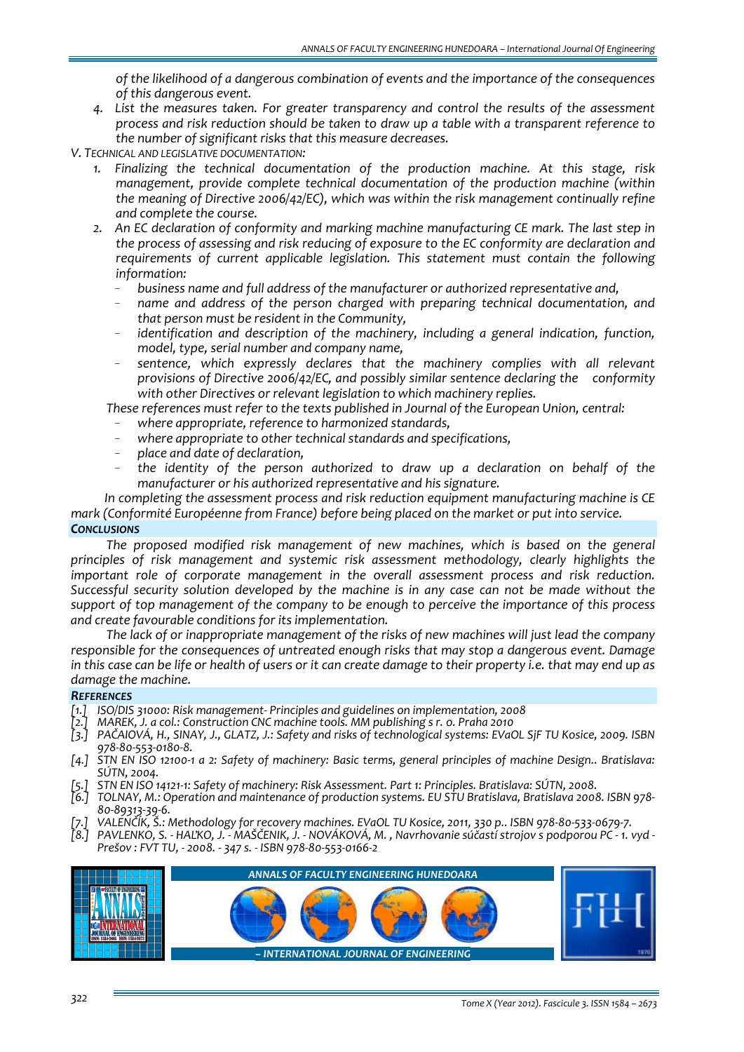*of the likelihood of a dangerous combination of events and the importance of the consequences of this dangerous event.*

4. *List the measures taken. For greater transparency and control the results of the assessment process and risk reduction should be taken to draw up a table with a transparent reference to the number of significant risks that this measure decreases.*

V. *TECHNICAL AND LEGISLATIVE DOCUMENTATION:*

1. *Finalizing the technical documentation of the production machine. At this stage, risk management, provide complete technical documentation of the production machine (within the meaning of Directive 2006/42/EC), which was within the risk management continually refine and complete the course.*
2. *An EC declaration of conformity and marking machine manufacturing CE mark. The last step in the process of assessing and risk reducing of exposure to the EC conformity are declaration and requirements of current applicable legislation. This statement must contain the following information:*
   - *business name and full address of the manufacturer or authorized representative and,*
   - *name and address of the person charged with preparing technical documentation, and that person must be resident in the Community,*
   - *identification and description of the machinery, including a general indication, function, model, type, serial number and company name,*
   - *sentence, which expressly declares that the machinery complies with all relevant provisions of Directive 2006/42/EC, and possibly similar sentence declaring the conformity with other Directives or relevant legislation to which machinery replies.*

   *These references must refer to the texts published in Journal of the European Union, central:*
   - *where appropriate, reference to harmonized standards,*
   - *where appropriate to other technical standards and specifications,*
   - *place and date of declaration,*
   - *the identity of the person authorized to draw up a declaration on behalf of the manufacturer or his authorized representative and his signature.*

*In completing the assessment process and risk reduction equipment manufacturing machine is CE mark (Conformité Européenne from France) before being placed on the market or put into service.*

## CONCLUSIONS

*The proposed modified risk management of new machines, which is based on the general principles of risk management and systemic risk assessment methodology, clearly highlights the important role of corporate management in the overall assessment process and risk reduction. Successful security solution developed by the machine is in any case can not be made without the support of top management of the company to be enough to perceive the importance of this process and create favourable conditions for its implementation.*

*The lack of or inappropriate management of the risks of new machines will just lead the company responsible for the consequences of untreated enough risks that may stop a dangerous event. Damage in this case can be life or health of users or it can create damage to their property i.e. that may end up as damage the machine.*

## REFERENCES

[1.] ISO/DIS 31000: Risk management- Principles and guidelines on implementation, 2008
[2.] MAREK, J. a col.: Construction CNC machine tools. MM publishing s r. o. Praha 2010
[3.] PAČAIOVÁ, H., SINAY, J., GLATZ, J.: Safety and risks of technological systems: EVaOL SjF TU Kosice, 2009. ISBN 978-80-553-0180-8.
[4.] STN EN ISO 12100-1 a 2: Safety of machinery: Basic terms, general principles of machine Design.. Bratislava: SÚTN, 2004.
[5.] STN EN ISO 14121-1: Safety of machinery: Risk Assessment. Part 1: Principles. Bratislava: SÚTN, 2008.
[6.] TOLNAY, M.: Operation and maintenance of production systems. EU STU Bratislava, Bratislava 2008. ISBN 978-80-89313-39-6.
[7.] VALENČÍK, Š.: Methodology for recovery machines. EVaOL TU Kosice, 2011, 330 p.. ISBN 978-80-533-0679-7.
[8.] PAVLENKO, S. - HAĽKO, J. - MAŠČENIK, J. - NOVÁKOVÁ, M. , Navrhovanie súčastí strojov s podporou PC - 1. vyd - Prešov : FVT TU, - 2008. - 347 s. - ISBN 978-80-553-0166-2